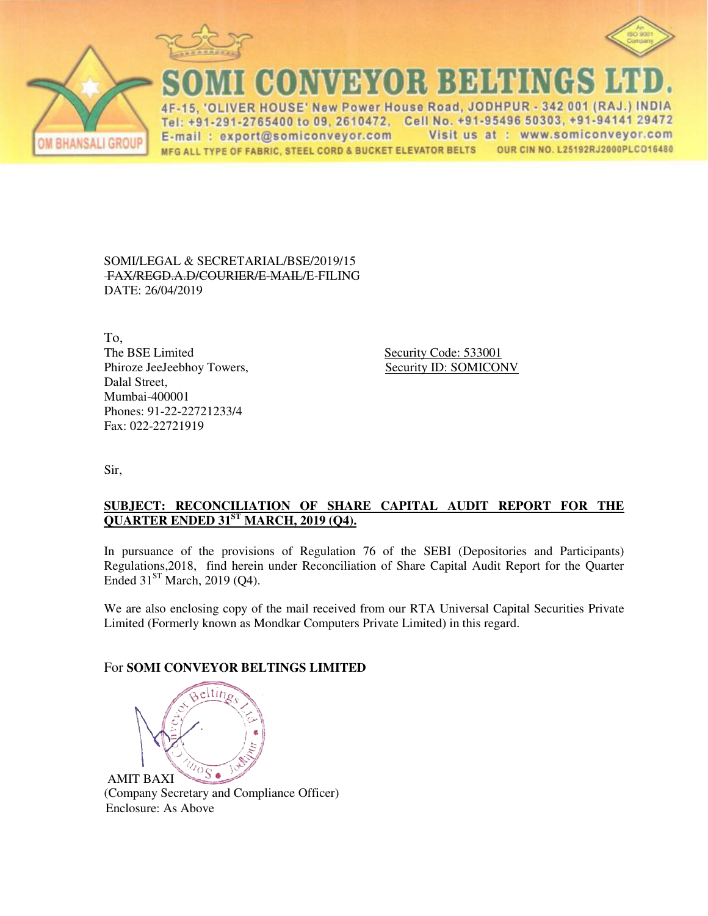# SOMI CONVEYOR BELTINGS LTD.

4F-15, 'OLIVER HOUSE' New Power House Road, JODHPUR - 342 001 (RAJ.) INDIA
Tel: +91-291-2765400 to 09, 2610472, Cell No. +91-95496 50303, +91-94141 29472
E-mail : export@somiconveyor.com Visit us at : www.somiconveyor.com
MFG ALL TYPE OF FABRIC, STEEL CORD & BUCKET ELEVATOR BELTS OUR CIN NO. L25192RJ2000PLCO16480

OM BHANSALI GROUP

SOMI/LEGAL & SECRETARIAL/BSE/2019/15
~~FAX/REGD.A.D/COURIER/E-MAIL~~/E-FILING
DATE: 26/04/2019

To,
The BSE Limited
Phiroze JeeJeebhoy Towers,
Dalal Street,
Mumbai-400001
Phones: 91-22-22721233/4
Fax: 022-22721919

Security Code: 533001
Security ID: SOMICONV

Sir,

**SUBJECT: RECONCILIATION OF SHARE CAPITAL AUDIT REPORT FOR THE QUARTER ENDED 31ST MARCH, 2019 (Q4).**

In pursuance of the provisions of Regulation 76 of the SEBI (Depositories and Participants) Regulations,2018, find herein under Reconciliation of Share Capital Audit Report for the Quarter Ended 31ST March, 2019 (Q4).

We are also enclosing copy of the mail received from our RTA Universal Capital Securities Private Limited (Formerly known as Mondkar Computers Private Limited) in this regard.

For **SOMI CONVEYOR BELTINGS LIMITED**

AMIT BAXI
(Company Secretary and Compliance Officer)
Enclosure: As Above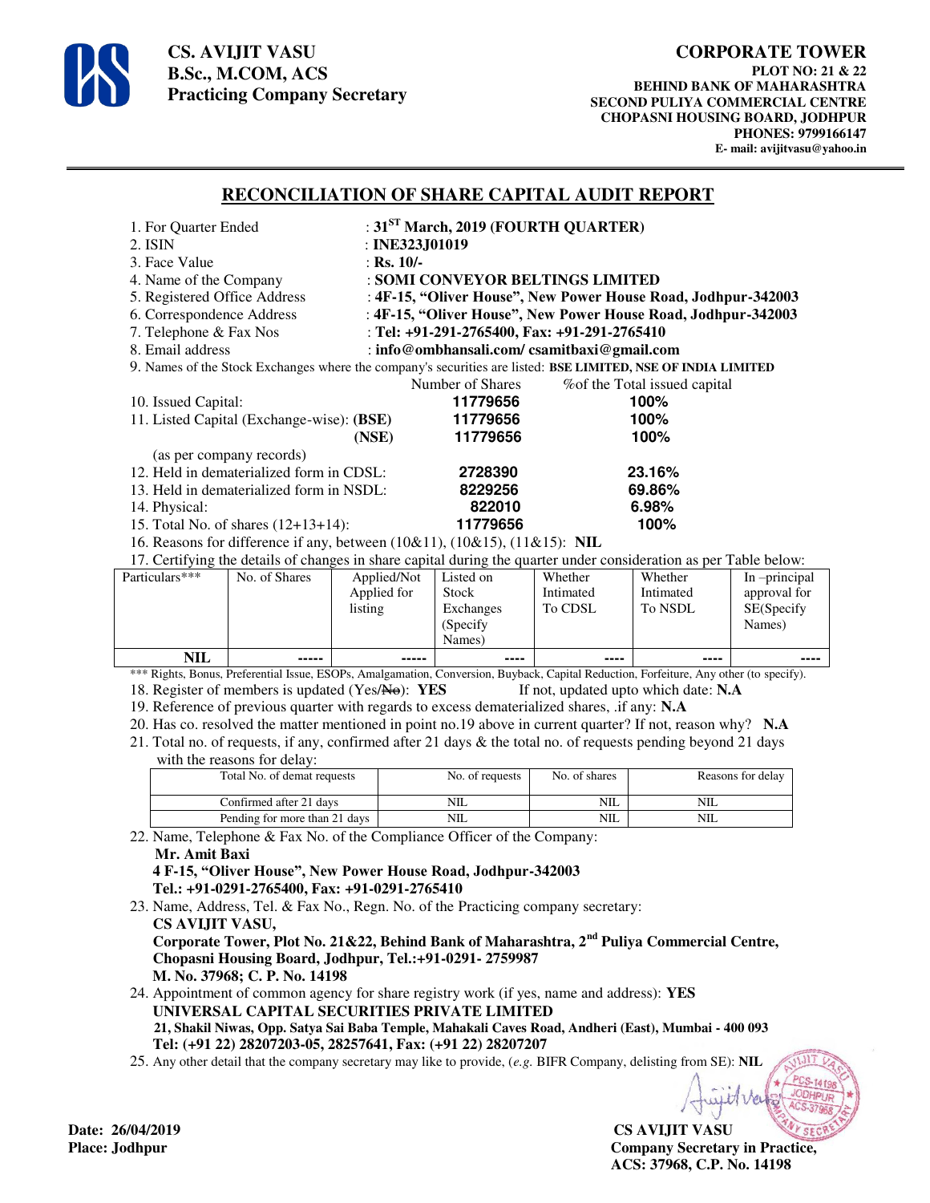**CS. AVIJIT VASU**
**B.Sc., M.COM, ACS**
**Practicing Company Secretary**

**CORPORATE TOWER**
**PLOT NO: 21 & 22**
**BEHIND BANK OF MAHARASHTRA**
**SECOND PULIYA COMMERCIAL CENTRE**
**CHOPASNI HOUSING BOARD, JODHPUR**
**PHONES: 9799166147**
**E- mail: avijitvasu@yahoo.in**

## RECONCILIATION OF SHARE CAPITAL AUDIT REPORT

1. For Quarter Ended : **31ST March, 2019 (FOURTH QUARTER)**
2. ISIN : **INE323J01019**
3. Face Value : **Rs. 10/-**
4. Name of the Company : **SOMI CONVEYOR BELTINGS LIMITED**
5. Registered Office Address : **4F-15, "Oliver House", New Power House Road, Jodhpur-342003**
6. Correspondence Address : **4F-15, "Oliver House", New Power House Road, Jodhpur-342003**
7. Telephone & Fax Nos : **Tel: +91-291-2765400, Fax: +91-291-2765410**
8. Email address : **info@ombhansali.com/ csamitbaxi@gmail.com**
9. Names of the Stock Exchanges where the company's securities are listed: **BSE LIMITED, NSE OF INDIA LIMITED**

| | Number of Shares | %of the Total issued capital |
|---|---|---|
| 10. Issued Capital: | **11779656** | **100%** |
| 11. Listed Capital (Exchange-wise): **(BSE)** | **11779656** | **100%** |
| **(NSE)** | **11779656** | **100%** |
| (as per company records) | | |
| 12. Held in dematerialized form in CDSL: | **2728390** | **23.16%** |
| 13. Held in dematerialized form in NSDL: | **8229256** | **69.86%** |
| 14. Physical: | **822010** | **6.98%** |
| 15. Total No. of shares (12+13+14): | **11779656** | **100%** |

16. Reasons for difference if any, between (10&11), (10&15), (11&15): **NIL**
17. Certifying the details of changes in share capital during the quarter under consideration as per Table below:

| Particulars*** | No. of Shares | Applied/Not Applied for listing | Listed on Stock Exchanges (Specify Names) | Whether Intimated To CDSL | Whether Intimated To NSDL | In –principal approval for SE(Specify Names) |
|---|---|---|---|---|---|---|
| **NIL** | ----- | ----- | ---- | ---- | ---- | ---- |

*** Rights, Bonus, Preferential Issue, ESOPs, Amalgamation, Conversion, Buyback, Capital Reduction, Forfeiture, Any other (to specify).

18. Register of members is updated (Yes/~~No~~): **YES** If not, updated upto which date: **N.A**
19. Reference of previous quarter with regards to excess dematerialized shares, .if any: **N.A**
20. Has co. resolved the matter mentioned in point no.19 above in current quarter? If not, reason why? **N.A**
21. Total no. of requests, if any, confirmed after 21 days & the total no. of requests pending beyond 21 days with the reasons for delay:

| Total No. of demat requests | No. of requests | No. of shares | Reasons for delay |
|---|---|---|---|
| Confirmed after 21 days | NIL | NIL | NIL |
| Pending for more than 21 days | NIL | NIL | NIL |

22. Name, Telephone & Fax No. of the Compliance Officer of the Company:
 **Mr. Amit Baxi**
 **4 F-15, "Oliver House", New Power House Road, Jodhpur-342003**
 **Tel.: +91-0291-2765400, Fax: +91-0291-2765410**
23. Name, Address, Tel. & Fax No., Regn. No. of the Practicing company secretary:
 **CS AVIJIT VASU,**
 **Corporate Tower, Plot No. 21&22, Behind Bank of Maharashtra, 2nd Puliya Commercial Centre, Chopasni Housing Board, Jodhpur, Tel.:+91-0291- 2759987**
 **M. No. 37968; C. P. No. 14198**
24. Appointment of common agency for share registry work (if yes, name and address): **YES**
 **UNIVERSAL CAPITAL SECURITIES PRIVATE LIMITED**
 **21, Shakil Niwas, Opp. Satya Sai Baba Temple, Mahakali Caves Road, Andheri (East), Mumbai - 400 093**
 **Tel: (+91 22) 28207203-05, 28257641, Fax: (+91 22) 28207207**
25. Any other detail that the company secretary may like to provide, (*e.g.* BIFR Company, delisting from SE): **NIL**

**Date: 26/04/2019**
**Place: Jodhpur**

**CS AVIJIT VASU**
**Company Secretary in Practice,**
**ACS: 37968, C.P. No. 14198**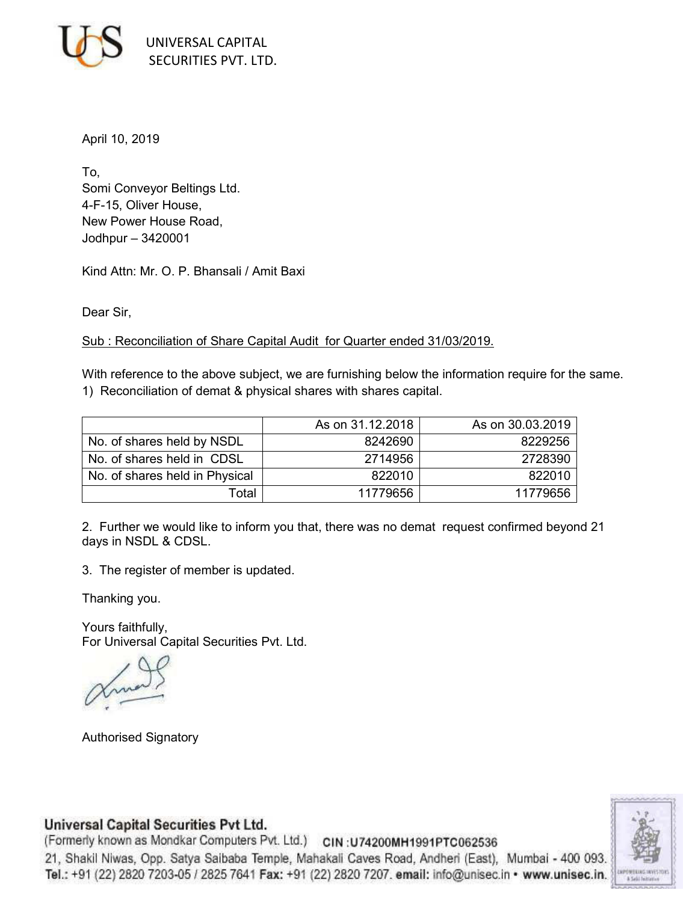UNIVERSAL CAPITAL SECURITIES PVT. LTD.

April 10, 2019

To,
Somi Conveyor Beltings Ltd.
4-F-15, Oliver House,
New Power House Road,
Jodhpur – 3420001

Kind Attn: Mr. O. P. Bhansali / Amit Baxi

Dear Sir,

Sub : Reconciliation of Share Capital Audit for Quarter ended 31/03/2019.

With reference to the above subject, we are furnishing below the information require for the same.

1) Reconciliation of demat & physical shares with shares capital.

| | As on 31.12.2018 | As on 30.03.2019 |
|---|---|---|
| No. of shares held by NSDL | 8242690 | 8229256 |
| No. of shares held in CDSL | 2714956 | 2728390 |
| No. of shares held in Physical | 822010 | 822010 |
| Total | 11779656 | 11779656 |

2. Further we would like to inform you that, there was no demat request confirmed beyond 21 days in NSDL & CDSL.

3. The register of member is updated.

Thanking you.

Yours faithfully,
For Universal Capital Securities Pvt. Ltd.

Authorised Signatory

**Universal Capital Securities Pvt Ltd.**
(Formerly known as Mondkar Computers Pvt. Ltd.) CIN :U74200MH1991PTC062536
21, Shakil Niwas, Opp. Satya Saibaba Temple, Mahakali Caves Road, Andheri (East), Mumbai - 400 093.
**Tel.:** +91 (22) 2820 7203-05 / 2825 7641 **Fax:** +91 (22) 2820 7207. **email:** info@unisec.in • **www.unisec.in**.